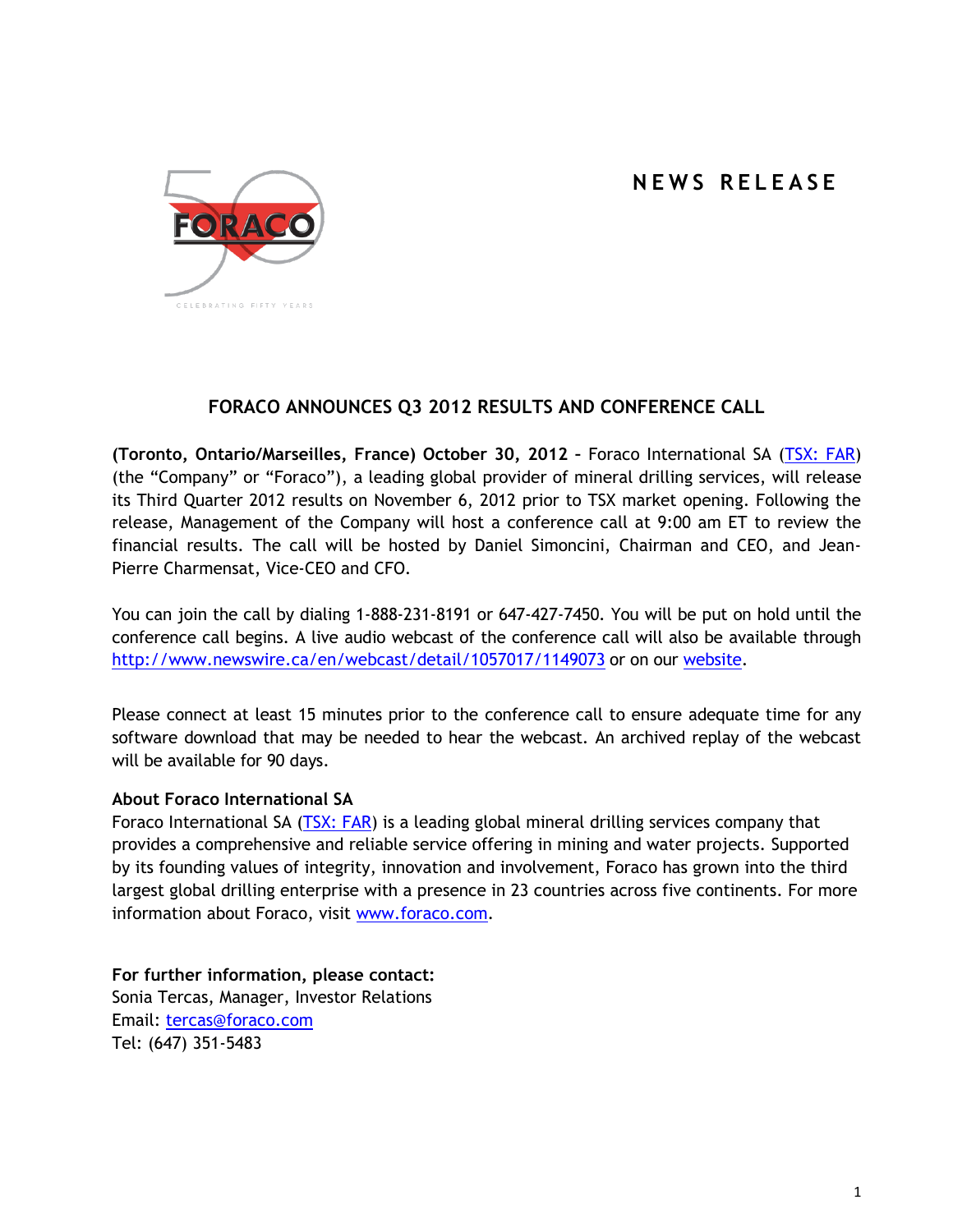# NEWS RELEASE

## FORACO ANNOUNCES Q3 2012 RESULTS AND CONFERENCE CALL

**(Toronto, Ontario/Marseilles, France) October 30, 2012** – Foraco International SA (TSX: FAR) (the "Company" or "Foraco"), a leading global provider of mineral drilling services, will release its Third Quarter 2012 results on November 6, 2012 prior to TSX market opening. Following the release, Management of the Company will host a conference call at 9:00 am ET to review the financial results. The call will be hosted by Daniel Simoncini, Chairman and CEO, and Jean-Pierre Charmensat, Vice-CEO and CFO.

You can join the call by dialing 1-888-231-8191 or 647-427-7450. You will be put on hold until the conference call begins. A live audio webcast of the conference call will also be available through http://www.newswire.ca/en/webcast/detail/1057017/1149073 or on our website.

Please connect at least 15 minutes prior to the conference call to ensure adequate time for any software download that may be needed to hear the webcast. An archived replay of the webcast will be available for 90 days.

**About Foraco International SA**

Foraco International SA (TSX: FAR) is a leading global mineral drilling services company that provides a comprehensive and reliable service offering in mining and water projects. Supported by its founding values of integrity, innovation and involvement, Foraco has grown into the third largest global drilling enterprise with a presence in 23 countries across five continents. For more information about Foraco, visit www.foraco.com.

**For further information, please contact:**

Sonia Tercas, Manager, Investor Relations

Email: tercas@foraco.com

Tel: (647) 351-5483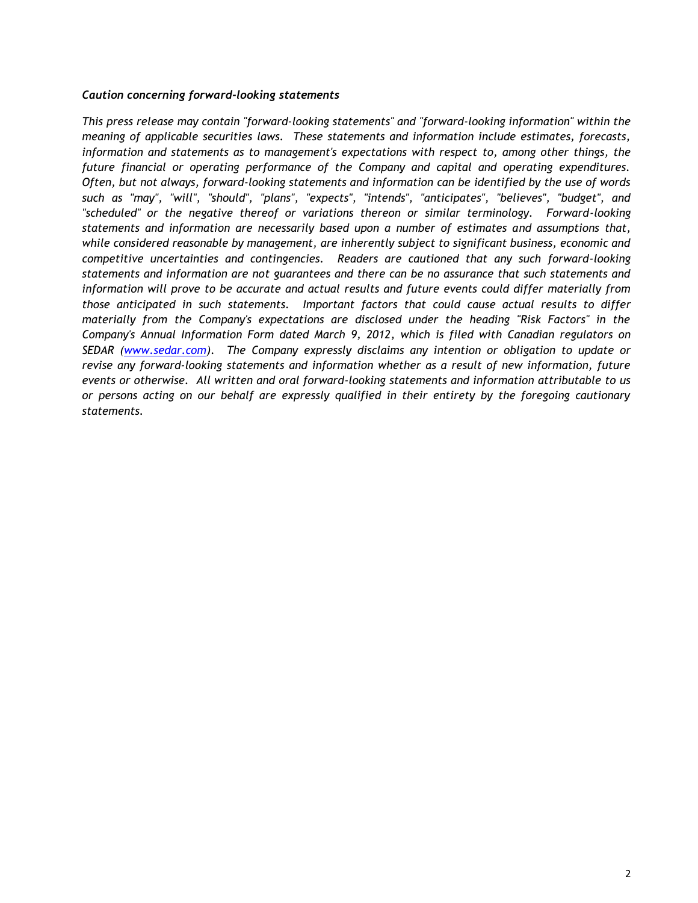***Caution concerning forward-looking statements***

*This press release may contain "forward-looking statements" and "forward-looking information" within the meaning of applicable securities laws. These statements and information include estimates, forecasts, information and statements as to management's expectations with respect to, among other things, the future financial or operating performance of the Company and capital and operating expenditures. Often, but not always, forward-looking statements and information can be identified by the use of words such as "may", "will", "should", "plans", "expects", "intends", "anticipates", "believes", "budget", and "scheduled" or the negative thereof or variations thereon or similar terminology. Forward-looking statements and information are necessarily based upon a number of estimates and assumptions that, while considered reasonable by management, are inherently subject to significant business, economic and competitive uncertainties and contingencies. Readers are cautioned that any such forward-looking statements and information are not guarantees and there can be no assurance that such statements and information will prove to be accurate and actual results and future events could differ materially from those anticipated in such statements. Important factors that could cause actual results to differ materially from the Company's expectations are disclosed under the heading "Risk Factors" in the Company's Annual Information Form dated March 9, 2012, which is filed with Canadian regulators on SEDAR ([www.sedar.com](http://www.sedar.com)). The Company expressly disclaims any intention or obligation to update or revise any forward-looking statements and information whether as a result of new information, future events or otherwise. All written and oral forward-looking statements and information attributable to us or persons acting on our behalf are expressly qualified in their entirety by the foregoing cautionary statements.*